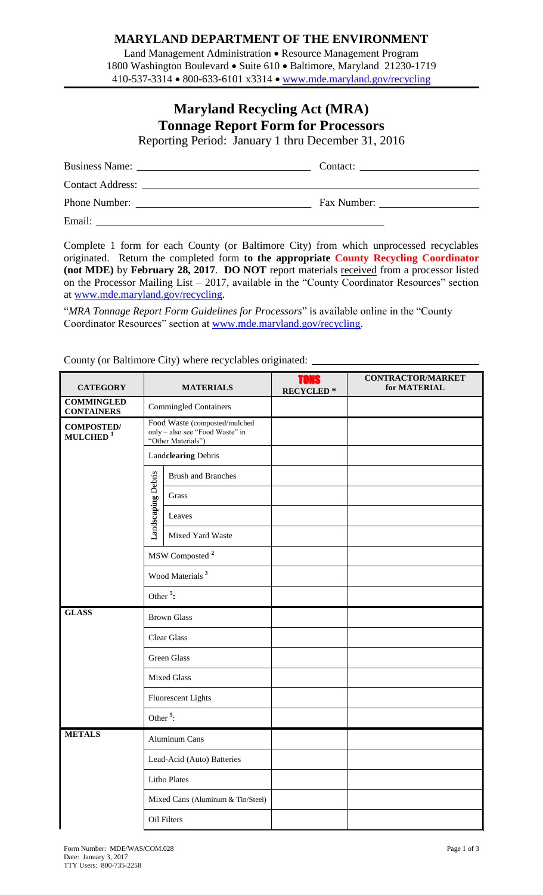## MARYLAND DEPARTMENT OF THE ENVIRONMENT

Land Management Administration • Resource Management Program
1800 Washington Boulevard • Suite 610 • Baltimore, Maryland 21230-1719
410-537-3314 • 800-633-6101 x3314 • www.mde.maryland.gov/recycling

# Maryland Recycling Act (MRA)
# Tonnage Report Form for Processors

Reporting Period: January 1 thru December 31, 2016

Business Name: ______________________________ Contact: ____________________

Contact Address: ____________________________________________________________

Phone Number: ______________________________ Fax Number: ________________

Email: ______________________________________________

Complete 1 form for each County (or Baltimore City) from which unprocessed recyclables originated. Return the completed form **to the appropriate County Recycling Coordinator (not MDE)** by **February 28, 2017**. **DO NOT** report materials received from a processor listed on the Processor Mailing List – 2017, available in the "County Coordinator Resources" section at www.mde.maryland.gov/recycling.

"*MRA Tonnage Report Form Guidelines for Processors*" is available online in the "County Coordinator Resources" section at www.mde.maryland.gov/recycling.

County (or Baltimore City) where recyclables originated: ______________________________

| CATEGORY | MATERIALS | | TONS RECYCLED * | CONTRACTOR/MARKET for MATERIAL |
|---|---|---|---|---|
| **COMMINGLED CONTAINERS** | Commingled Containers | | | |
| **COMPOSTED/ MULCHED** [1] | Food Waste (composted/mulched only – also see "Food Waste" in "Other Materials") | | | |
| | Land**clearing** Debris | | | |
| | Landscaping Debris | Brush and Branches | | |
| | | Grass | | |
| | | Leaves | | |
| | | Mixed Yard Waste | | |
| | MSW Composted [2] | | | |
| | Wood Materials [3] | | | |
| | Other [5]: | | | |
| **GLASS** | Brown Glass | | | |
| | Clear Glass | | | |
| | Green Glass | | | |
| | Mixed Glass | | | |
| | Fluorescent Lights | | | |
| | Other [5]: | | | |
| **METALS** | Aluminum Cans | | | |
| | Lead-Acid (Auto) Batteries | | | |
| | Litho Plates | | | |
| | Mixed Cans (Aluminum & Tin/Steel) | | | |
| | Oil Filters | | | |

Form Number: MDE/WAS/COM.028
Date: January 3, 2017
TTY Users: 800-735-2258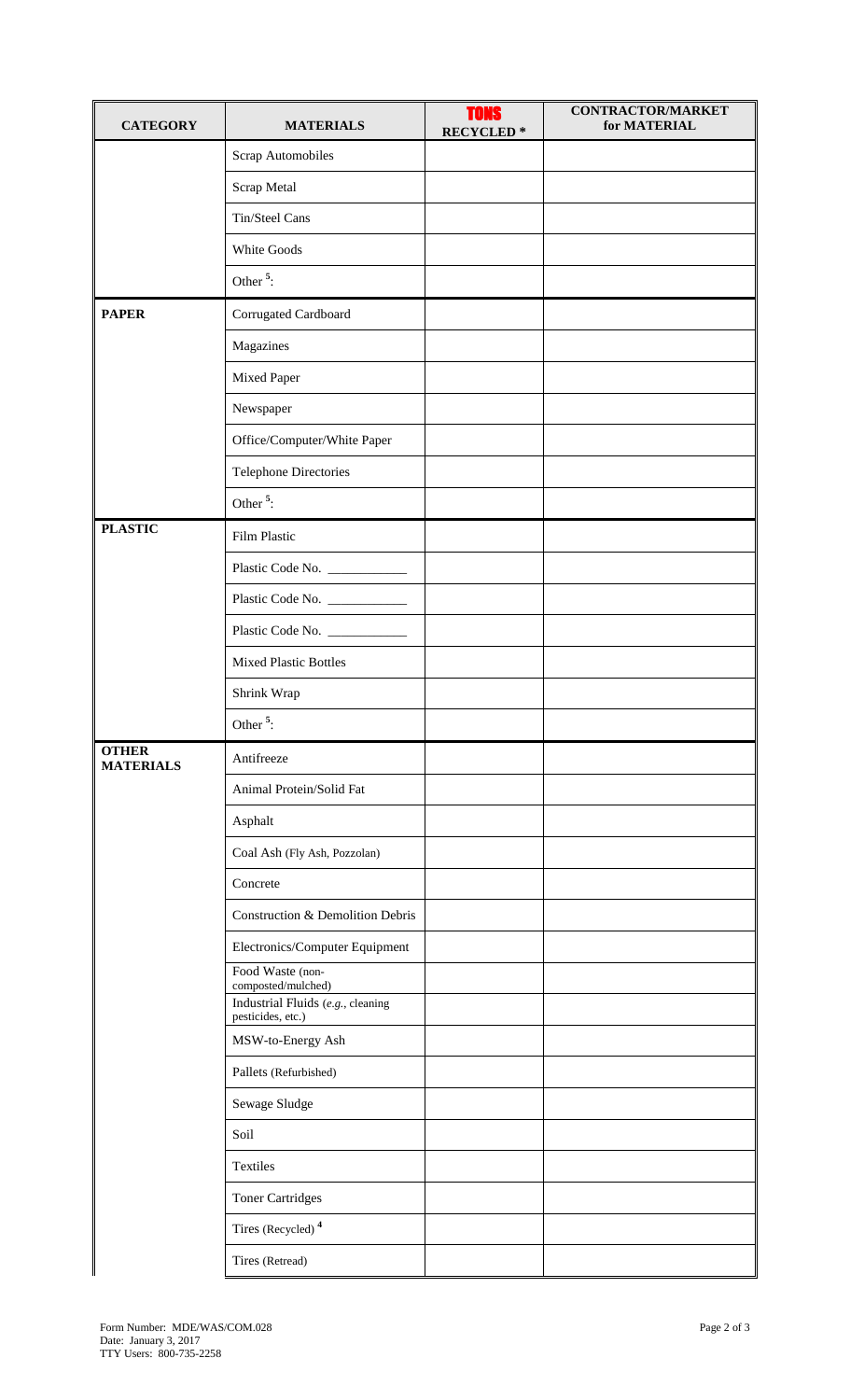| CATEGORY | MATERIALS | TONS RECYCLED * | CONTRACTOR/MARKET for MATERIAL |
|---|---|---|---|
| | Scrap Automobiles | | |
| | Scrap Metal | | |
| | Tin/Steel Cans | | |
| | White Goods | | |
| | Other [5]: | | |
| **PAPER** | Corrugated Cardboard | | |
| | Magazines | | |
| | Mixed Paper | | |
| | Newspaper | | |
| | Office/Computer/White Paper | | |
| | Telephone Directories | | |
| | Other [5]: | | |
| **PLASTIC** | Film Plastic | | |
| | Plastic Code No. ____________ | | |
| | Plastic Code No. ____________ | | |
| | Plastic Code No. ____________ | | |
| | Mixed Plastic Bottles | | |
| | Shrink Wrap | | |
| | Other [5]: | | |
| **OTHER MATERIALS** | Antifreeze | | |
| | Animal Protein/Solid Fat | | |
| | Asphalt | | |
| | Coal Ash (Fly Ash, Pozzolan) | | |
| | Concrete | | |
| | Construction & Demolition Debris | | |
| | Electronics/Computer Equipment | | |
| | Food Waste (non-composted/mulched) | | |
| | Industrial Fluids (*e.g.*, cleaning pesticides, etc.) | | |
| | MSW-to-Energy Ash | | |
| | Pallets (Refurbished) | | |
| | Sewage Sludge | | |
| | Soil | | |
| | Textiles | | |
| | Toner Cartridges | | |
| | Tires (Recycled) [4] | | |
| | Tires (Retread) | | |

Form Number: MDE/WAS/COM.028
Date: January 3, 2017
TTY Users: 800-735-2258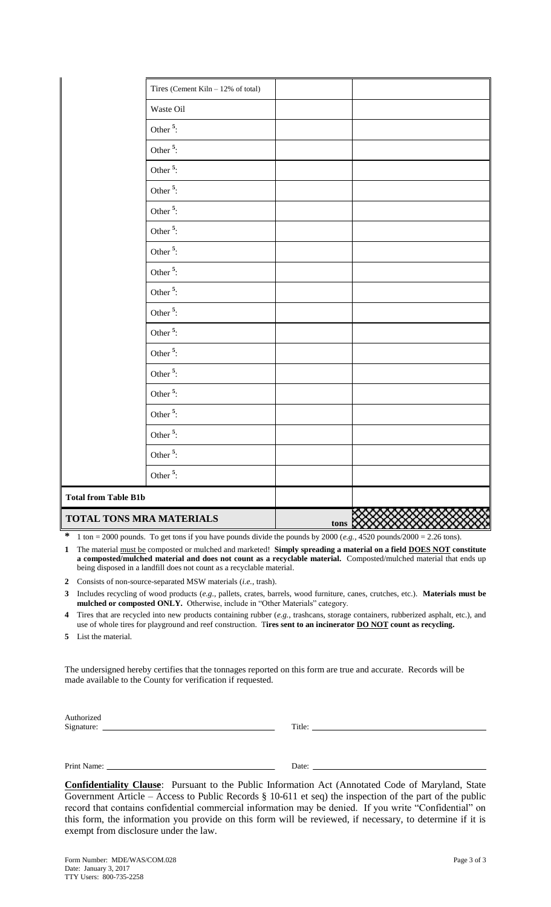| | | | |
|---|---|---|---|
| | Tires (Cement Kiln – 12% of total) | | |
| | Waste Oil | | |
| | Other [5]: | | |
| | Other [5]: | | |
| | Other [5]: | | |
| | Other [5]: | | |
| | Other [5]: | | |
| | Other [5]: | | |
| | Other [5]: | | |
| | Other [5]: | | |
| | Other [5]: | | |
| | Other [5]: | | |
| | Other [5]: | | |
| | Other [5]: | | |
| | Other [5]: | | |
| | Other [5]: | | |
| | Other [5]: | | |
| | Other [5]: | | |
| | Other [5]: | | |
| | Other [5]: | | |
| **Total from Table B1b** | | | |
| **TOTAL TONS MRA MATERIALS** | | tons | |

**\*** 1 ton = 2000 pounds. To get tons if you have pounds divide the pounds by 2000 (*e.g.*, 4520 pounds/2000 = 2.26 tons).

**1** The material must be composted or mulched and marketed! **Simply spreading a material on a field DOES NOT constitute a composted/mulched material and does not count as a recyclable material.** Composted/mulched material that ends up being disposed in a landfill does not count as a recyclable material.

**2** Consists of non-source-separated MSW materials (*i.e.*, trash).

**3** Includes recycling of wood products (*e.g.*, pallets, crates, barrels, wood furniture, canes, crutches, etc.). **Materials must be mulched or composted ONLY.** Otherwise, include in "Other Materials" category.

**4** Tires that are recycled into new products containing rubber (*e.g.*, trashcans, storage containers, rubberized asphalt, etc.), and use of whole tires for playground and reef construction. **Tires sent to an incinerator DO NOT count as recycling.**

**5** List the material.

The undersigned hereby certifies that the tonnages reported on this form are true and accurate. Records will be made available to the County for verification if requested.

Authorized Signature: ______________________ Title: ______________________

Print Name: ______________________ Date: ______________________

**Confidentiality Clause**: Pursuant to the Public Information Act (Annotated Code of Maryland, State Government Article – Access to Public Records § 10-611 et seq) the inspection of the part of the public record that contains confidential commercial information may be denied. If you write "Confidential" on this form, the information you provide on this form will be reviewed, if necessary, to determine if it is exempt from disclosure under the law.

Form Number: MDE/WAS/COM.028
Date: January 3, 2017
TTY Users: 800-735-2258